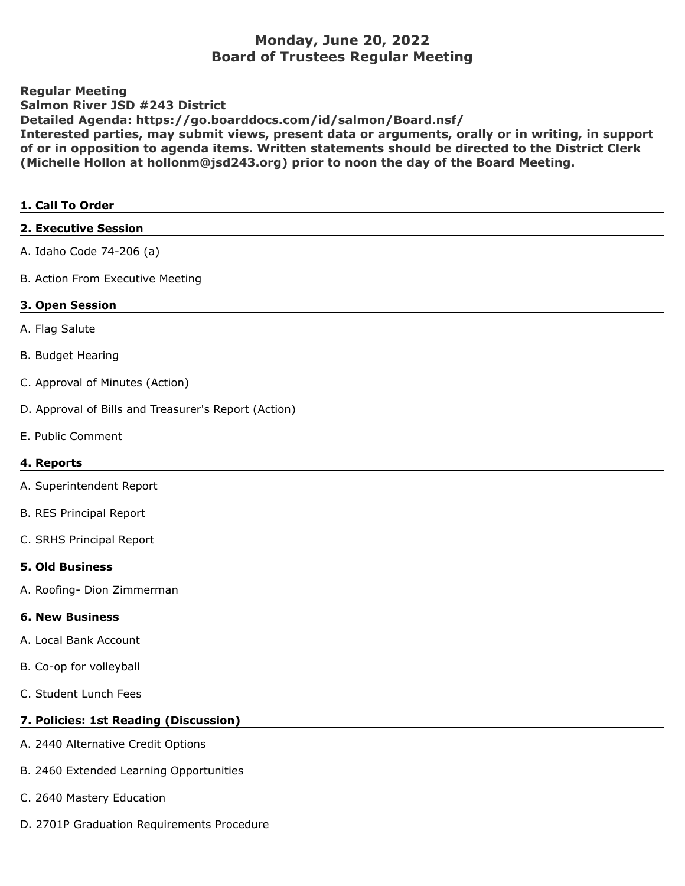# Monday, June 20, 2022
## Board of Trustees Regular Meeting

**Regular Meeting**
**Salmon River JSD #243 District**
**Detailed Agenda: https://go.boarddocs.com/id/salmon/Board.nsf/**
**Interested parties, may submit views, present data or arguments, orally or in writing, in support of or in opposition to agenda items. Written statements should be directed to the District Clerk (Michelle Hollon at hollonm@jsd243.org) prior to noon the day of the Board Meeting.**

### 1. Call To Order

### 2. Executive Session

A. Idaho Code 74-206 (a)

B. Action From Executive Meeting

### 3. Open Session

A. Flag Salute

B. Budget Hearing

C. Approval of Minutes (Action)

D. Approval of Bills and Treasurer's Report (Action)

E. Public Comment

### 4. Reports

A. Superintendent Report

B. RES Principal Report

C. SRHS Principal Report

### 5. Old Business

A. Roofing- Dion Zimmerman

### 6. New Business

A. Local Bank Account

B. Co-op for volleyball

C. Student Lunch Fees

### 7. Policies: 1st Reading (Discussion)

A. 2440 Alternative Credit Options

B. 2460 Extended Learning Opportunities

C. 2640 Mastery Education

D. 2701P Graduation Requirements Procedure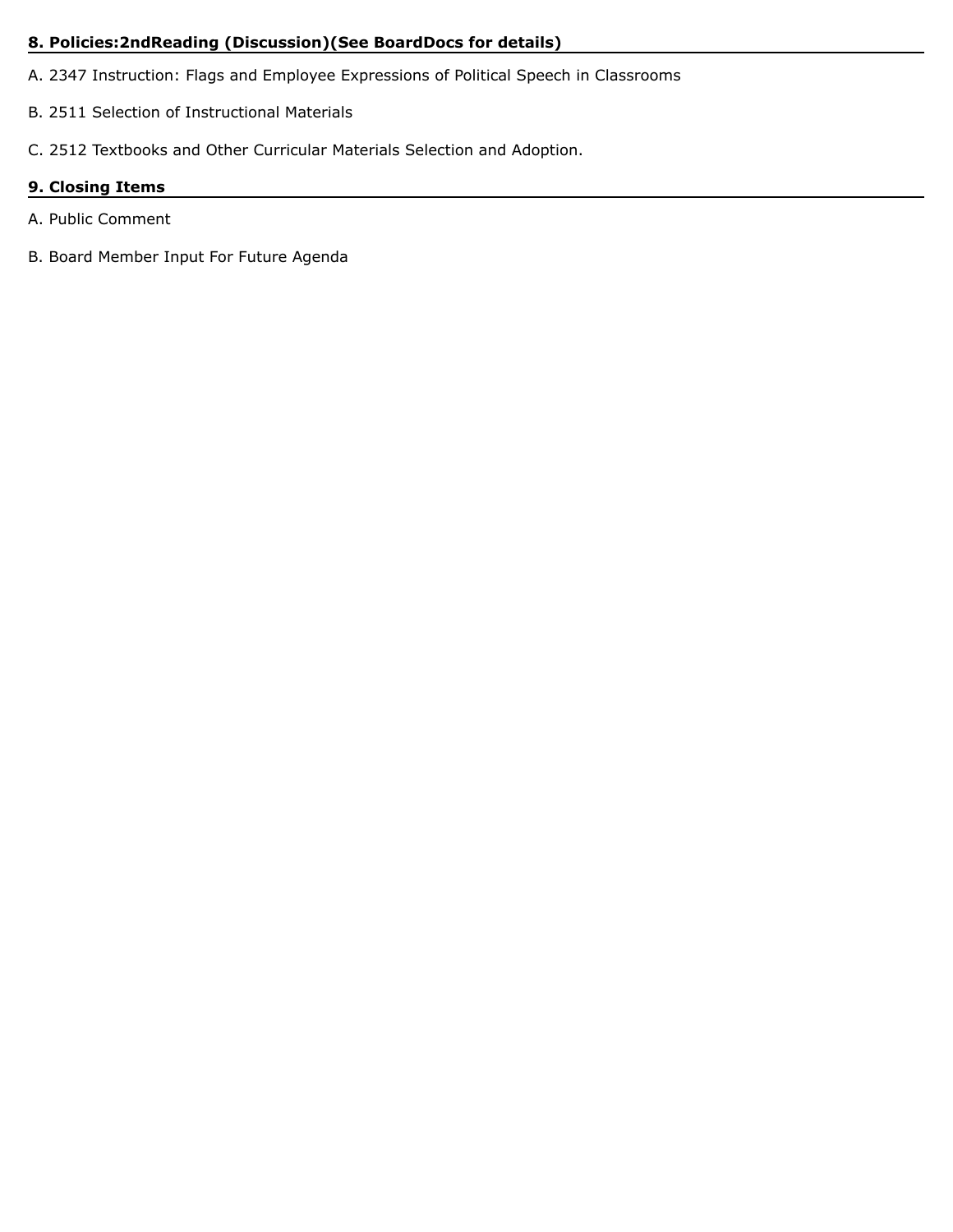### 8. Policies:2ndReading (Discussion)(See BoardDocs for details)

A. 2347 Instruction: Flags and Employee Expressions of Political Speech in Classrooms

B. 2511 Selection of Instructional Materials

C. 2512 Textbooks and Other Curricular Materials Selection and Adoption.

### 9. Closing Items

A. Public Comment

B. Board Member Input For Future Agenda